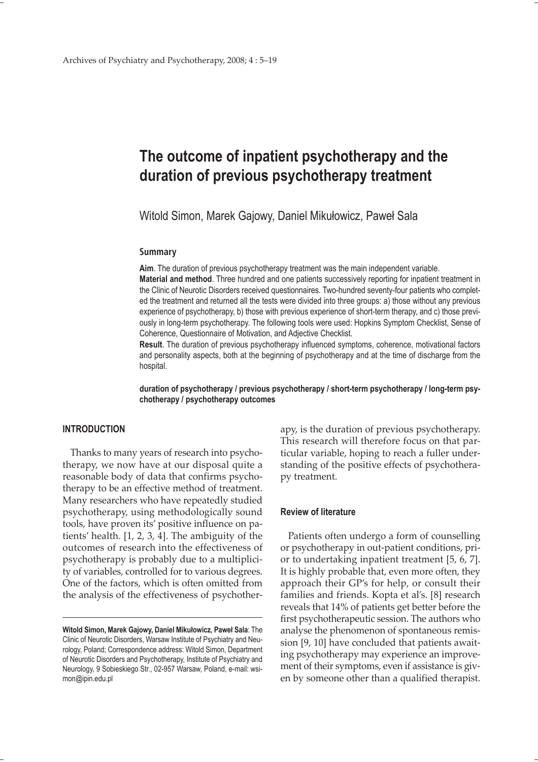# The outcome of inpatient psychotherapy and the duration of previous psychotherapy treatment

Witold Simon, Marek Gajowy, Daniel Mikułowicz, Paweł Sala

### Summary

**Aim**. The duration of previous psychotherapy treatment was the main independent variable.

**Material and method**. Three hundred and one patients successively reporting for inpatient treatment in the Clinic of Neurotic Disorders received questionnaires. Two-hundred seventy-four patients who completed the treatment and returned all the tests were divided into three groups: a) those without any previous experience of psychotherapy, b) those with previous experience of short-term therapy, and c) those previously in long-term psychotherapy. The following tools were used: Hopkins Symptom Checklist, Sense of Coherence, Questionnaire of Motivation, and Adjective Checklist.

**Result**. The duration of previous psychotherapy influenced symptoms, coherence, motivational factors and personality aspects, both at the beginning of psychotherapy and at the time of discharge from the hospital.

**duration of psychotherapy / previous psychotherapy / short-term psychotherapy / long-term psychotherapy / psychotherapy outcomes**

## INTRODUCTION

Thanks to many years of research into psychotherapy, we now have at our disposal quite a reasonable body of data that confirms psychotherapy to be an effective method of treatment. Many researchers who have repeatedly studied psychotherapy, using methodologically sound tools, have proven its' positive influence on patients' health. [1, 2, 3, 4]. The ambiguity of the outcomes of research into the effectiveness of psychotherapy is probably due to a multiplicity of variables, controlled for to various degrees. One of the factors, which is often omitted from the analysis of the effectiveness of psychotherapy, is the duration of previous psychotherapy. This research will therefore focus on that particular variable, hoping to reach a fuller understanding of the positive effects of psychotherapy treatment.

### Review of literature

Patients often undergo a form of counselling or psychotherapy in out-patient conditions, prior to undertaking inpatient treatment [5, 6, 7]. It is highly probable that, even more often, they approach their GP's for help, or consult their families and friends. Kopta et al's. [8] research reveals that 14% of patients get better before the first psychotherapeutic session. The authors who analyse the phenomenon of spontaneous remission [9, 10] have concluded that patients awaiting psychotherapy may experience an improvement of their symptoms, even if assistance is given by someone other than a qualified therapist.

**Witold Simon, Marek Gajowy, Daniel Mikułowicz, Paweł Sala**: The Clinic of Neurotic Disorders, Warsaw Institute of Psychiatry and Neurology, Poland; Correspondence address: Witold Simon, Department of Neurotic Disorders and Psychotherapy, Institute of Psychiatry and Neurology, 9 Sobieskiego Str., 02-957 Warsaw, Poland, e-mail: wsimon@ipin.edu.pl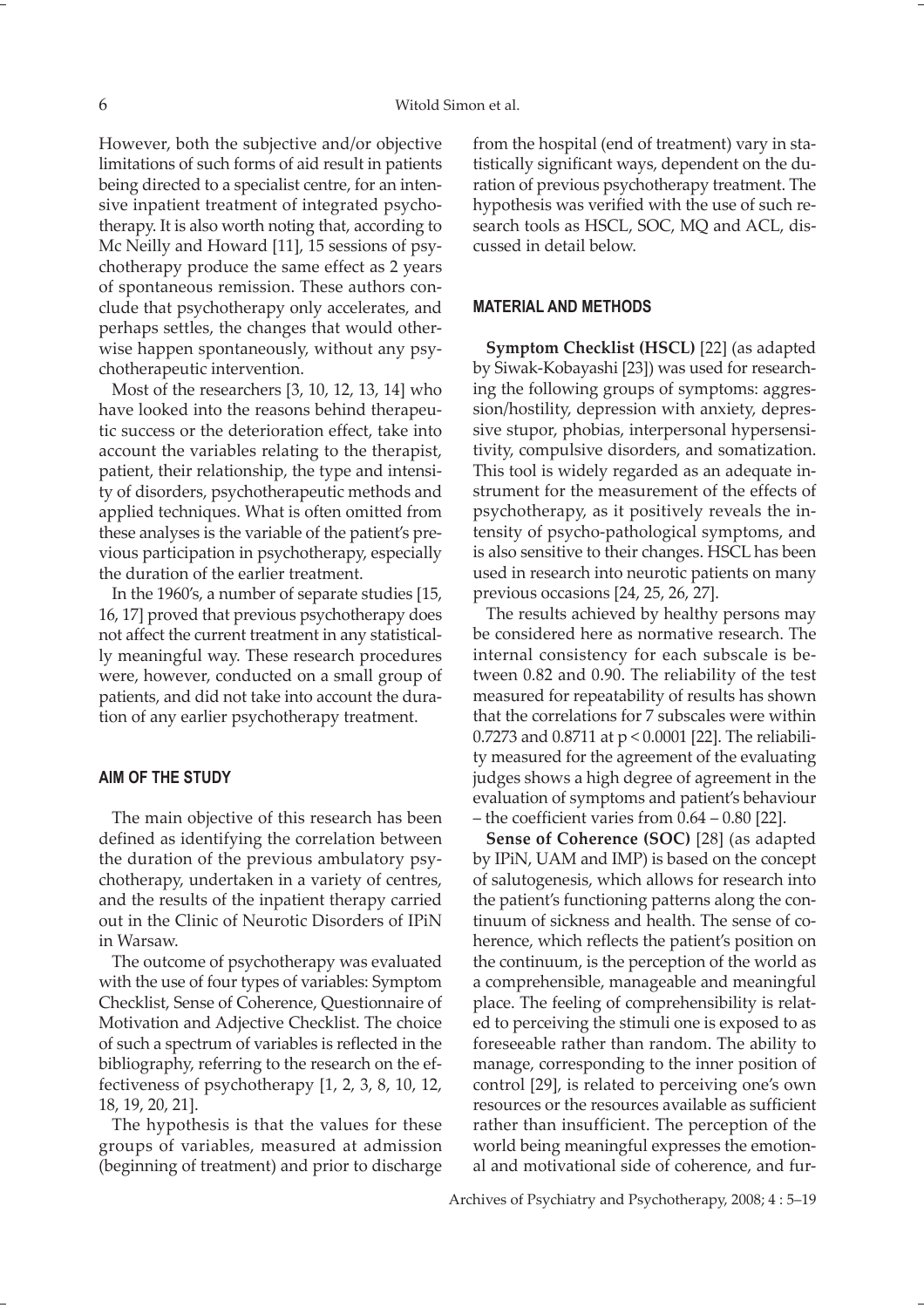However, both the subjective and/or objective limitations of such forms of aid result in patients being directed to a specialist centre, for an intensive inpatient treatment of integrated psychotherapy. It is also worth noting that, according to Mc Neilly and Howard [11], 15 sessions of psychotherapy produce the same effect as 2 years of spontaneous remission. These authors conclude that psychotherapy only accelerates, and perhaps settles, the changes that would otherwise happen spontaneously, without any psychotherapeutic intervention.

Most of the researchers [3, 10, 12, 13, 14] who have looked into the reasons behind therapeutic success or the deterioration effect, take into account the variables relating to the therapist, patient, their relationship, the type and intensity of disorders, psychotherapeutic methods and applied techniques. What is often omitted from these analyses is the variable of the patient's previous participation in psychotherapy, especially the duration of the earlier treatment.

In the 1960's, a number of separate studies [15, 16, 17] proved that previous psychotherapy does not affect the current treatment in any statistically meaningful way. These research procedures were, however, conducted on a small group of patients, and did not take into account the duration of any earlier psychotherapy treatment.

## AIM OF THE STUDY

The main objective of this research has been defined as identifying the correlation between the duration of the previous ambulatory psychotherapy, undertaken in a variety of centres, and the results of the inpatient therapy carried out in the Clinic of Neurotic Disorders of IPiN in Warsaw.

The outcome of psychotherapy was evaluated with the use of four types of variables: Symptom Checklist, Sense of Coherence, Questionnaire of Motivation and Adjective Checklist. The choice of such a spectrum of variables is reflected in the bibliography, referring to the research on the effectiveness of psychotherapy [1, 2, 3, 8, 10, 12, 18, 19, 20, 21].

The hypothesis is that the values for these groups of variables, measured at admission (beginning of treatment) and prior to discharge from the hospital (end of treatment) vary in statistically significant ways, dependent on the duration of previous psychotherapy treatment. The hypothesis was verified with the use of such research tools as HSCL, SOC, MQ and ACL, discussed in detail below.

## MATERIAL AND METHODS

**Symptom Checklist (HSCL)** [22] (as adapted by Siwak-Kobayashi [23]) was used for researching the following groups of symptoms: aggression/hostility, depression with anxiety, depressive stupor, phobias, interpersonal hypersensitivity, compulsive disorders, and somatization. This tool is widely regarded as an adequate instrument for the measurement of the effects of psychotherapy, as it positively reveals the intensity of psycho-pathological symptoms, and is also sensitive to their changes. HSCL has been used in research into neurotic patients on many previous occasions [24, 25, 26, 27].

The results achieved by healthy persons may be considered here as normative research. The internal consistency for each subscale is between 0.82 and 0.90. The reliability of the test measured for repeatability of results has shown that the correlations for 7 subscales were within 0.7273 and 0.8711 at $p < 0.0001$ [22]. The reliability measured for the agreement of the evaluating judges shows a high degree of agreement in the evaluation of symptoms and patient's behaviour – the coefficient varies from 0.64 – 0.80 [22].

**Sense of Coherence (SOC)** [28] (as adapted by IPiN, UAM and IMP) is based on the concept of salutogenesis, which allows for research into the patient's functioning patterns along the continuum of sickness and health. The sense of coherence, which reflects the patient's position on the continuum, is the perception of the world as a comprehensible, manageable and meaningful place. The feeling of comprehensibility is related to perceiving the stimuli one is exposed to as foreseeable rather than random. The ability to manage, corresponding to the inner position of control [29], is related to perceiving one's own resources or the resources available as sufficient rather than insufficient. The perception of the world being meaningful expresses the emotional and motivational side of coherence, and fur-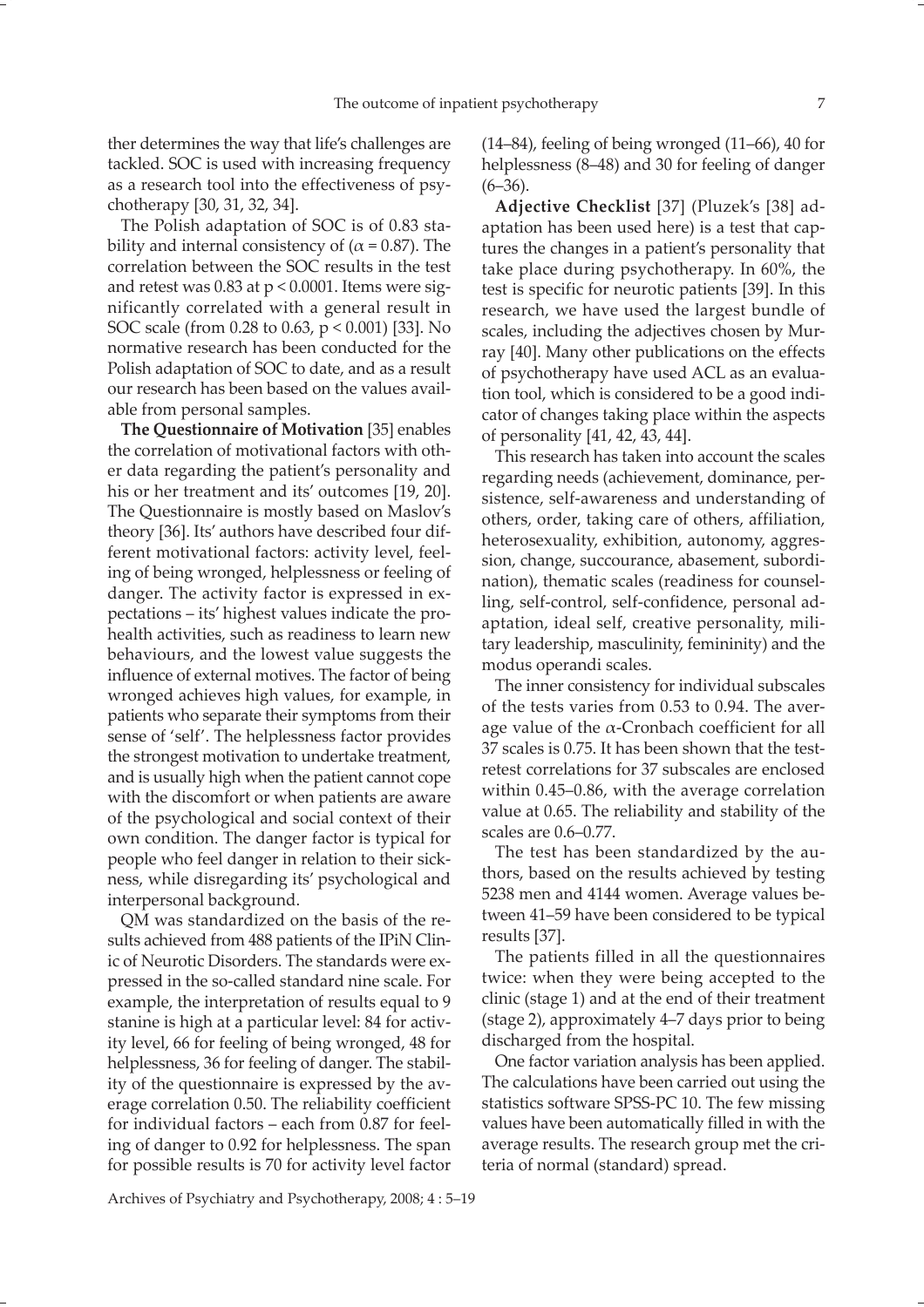ther determines the way that life's challenges are tackled. SOC is used with increasing frequency as a research tool into the effectiveness of psychotherapy [30, 31, 32, 34].

The Polish adaptation of SOC is of 0.83 stability and internal consistency of ($\alpha = 0.87$). The correlation between the SOC results in the test and retest was 0.83 at $p < 0.0001$. Items were significantly correlated with a general result in SOC scale (from 0.28 to 0.63, $p < 0.001$) [33]. No normative research has been conducted for the Polish adaptation of SOC to date, and as a result our research has been based on the values available from personal samples.

**The Questionnaire of Motivation** [35] enables the correlation of motivational factors with other data regarding the patient's personality and his or her treatment and its' outcomes [19, 20]. The Questionnaire is mostly based on Maslov's theory [36]. Its' authors have described four different motivational factors: activity level, feeling of being wronged, helplessness or feeling of danger. The activity factor is expressed in expectations – its' highest values indicate the pro-health activities, such as readiness to learn new behaviours, and the lowest value suggests the influence of external motives. The factor of being wronged achieves high values, for example, in patients who separate their symptoms from their sense of 'self'. The helplessness factor provides the strongest motivation to undertake treatment, and is usually high when the patient cannot cope with the discomfort or when patients are aware of the psychological and social context of their own condition. The danger factor is typical for people who feel danger in relation to their sickness, while disregarding its' psychological and interpersonal background.

QM was standardized on the basis of the results achieved from 488 patients of the IPiN Clinic of Neurotic Disorders. The standards were expressed in the so-called standard nine scale. For example, the interpretation of results equal to 9 stanine is high at a particular level: 84 for activity level, 66 for feeling of being wronged, 48 for helplessness, 36 for feeling of danger. The stability of the questionnaire is expressed by the average correlation 0.50. The reliability coefficient for individual factors – each from 0.87 for feeling of danger to 0.92 for helplessness. The span for possible results is 70 for activity level factor (14–84), feeling of being wronged (11–66), 40 for helplessness (8–48) and 30 for feeling of danger (6–36).

**Adjective Checklist** [37] (Pluzek's [38] adaptation has been used here) is a test that captures the changes in a patient's personality that take place during psychotherapy. In 60%, the test is specific for neurotic patients [39]. In this research, we have used the largest bundle of scales, including the adjectives chosen by Murray [40]. Many other publications on the effects of psychotherapy have used ACL as an evaluation tool, which is considered to be a good indicator of changes taking place within the aspects of personality [41, 42, 43, 44].

This research has taken into account the scales regarding needs (achievement, dominance, persistence, self-awareness and understanding of others, order, taking care of others, affiliation, heterosexuality, exhibition, autonomy, aggression, change, succourance, abasement, subordination), thematic scales (readiness for counselling, self-control, self-confidence, personal adaptation, ideal self, creative personality, military leadership, masculinity, femininity) and the modus operandi scales.

The inner consistency for individual subscales of the tests varies from 0.53 to 0.94. The average value of the $\alpha$-Cronbach coefficient for all 37 scales is 0.75. It has been shown that the test-retest correlations for 37 subscales are enclosed within 0.45–0.86, with the average correlation value at 0.65. The reliability and stability of the scales are 0.6–0.77.

The test has been standardized by the authors, based on the results achieved by testing 5238 men and 4144 women. Average values between 41–59 have been considered to be typical results [37].

The patients filled in all the questionnaires twice: when they were being accepted to the clinic (stage 1) and at the end of their treatment (stage 2), approximately 4–7 days prior to being discharged from the hospital.

One factor variation analysis has been applied. The calculations have been carried out using the statistics software SPSS-PC 10. The few missing values have been automatically filled in with the average results. The research group met the criteria of normal (standard) spread.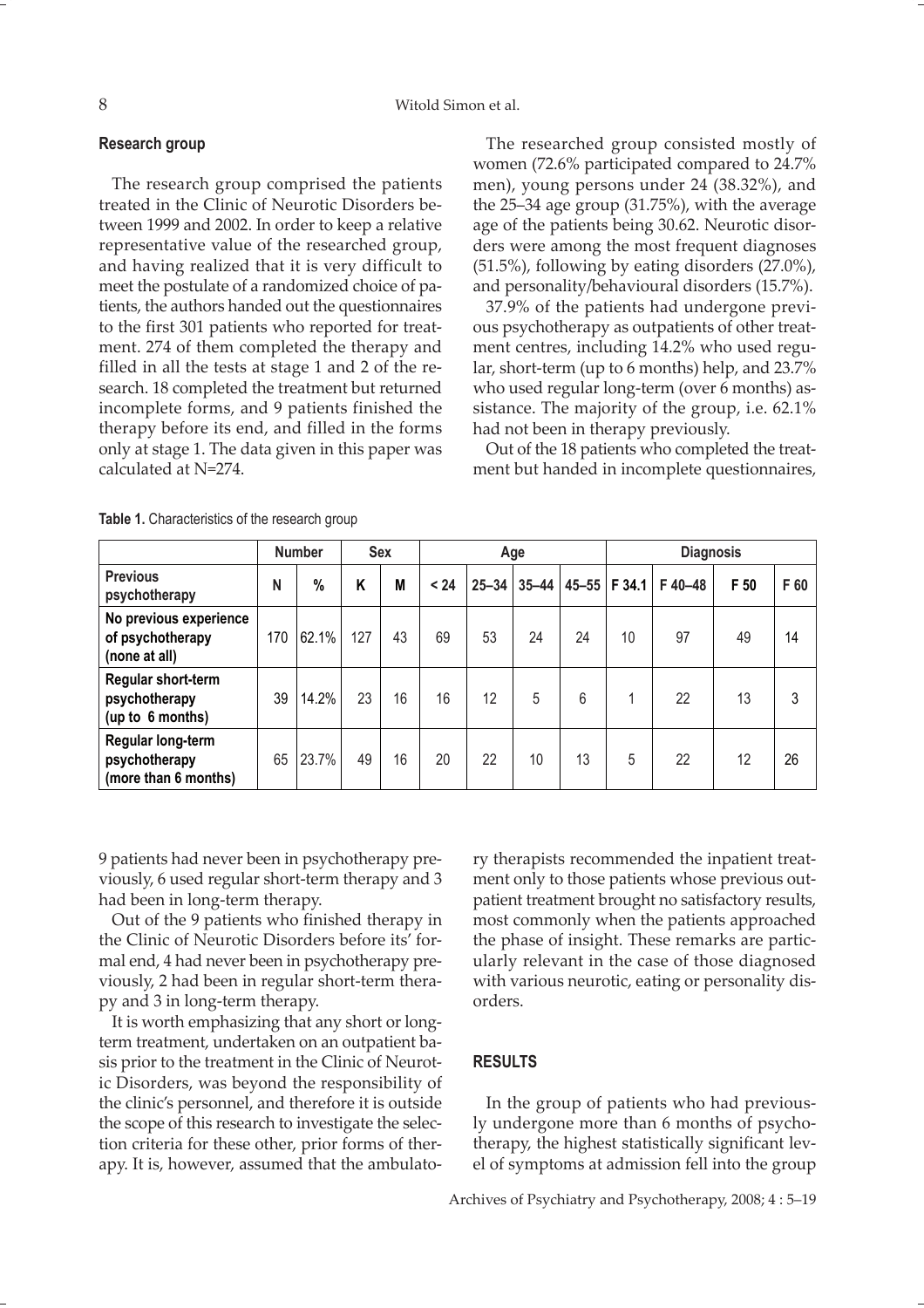### Research group

The research group comprised the patients treated in the Clinic of Neurotic Disorders between 1999 and 2002. In order to keep a relative representative value of the researched group, and having realized that it is very difficult to meet the postulate of a randomized choice of patients, the authors handed out the questionnaires to the first 301 patients who reported for treatment. 274 of them completed the therapy and filled in all the tests at stage 1 and 2 of the research. 18 completed the treatment but returned incomplete forms, and 9 patients finished the therapy before its end, and filled in the forms only at stage 1. The data given in this paper was calculated at N=274.

The researched group consisted mostly of women (72.6% participated compared to 24.7% men), young persons under 24 (38.32%), and the 25–34 age group (31.75%), with the average age of the patients being 30.62. Neurotic disorders were among the most frequent diagnoses (51.5%), following by eating disorders (27.0%), and personality/behavioural disorders (15.7%).

37.9% of the patients had undergone previous psychotherapy as outpatients of other treatment centres, including 14.2% who used regular, short-term (up to 6 months) help, and 23.7% who used regular long-term (over 6 months) assistance. The majority of the group, i.e. 62.1% had not been in therapy previously.

Out of the 18 patients who completed the treatment but handed in incomplete questionnaires, 9 patients had never been in psychotherapy previously, 6 used regular short-term therapy and 3 had been in long-term therapy.

**Table 1.** Characteristics of the research group

| | Number | | Sex | | Age | | | | Diagnosis | | | |
|---|---|---|---|---|---|---|---|---|---|---|---|---|
| **Previous psychotherapy** | **N** | **%** | **K** | **M** | **< 24** | **25–34** | **35–44** | **45–55** | **F 34.1** | **F 40–48** | **F 50** | **F 60** |
| **No previous experience of psychotherapy (none at all)** | 170 | 62.1% | 127 | 43 | 69 | 53 | 24 | 24 | 10 | 97 | 49 | 14 |
| **Regular short-term psychotherapy (up to 6 months)** | 39 | 14.2% | 23 | 16 | 16 | 12 | 5 | 6 | 1 | 22 | 13 | 3 |
| **Regular long-term psychotherapy (more than 6 months)** | 65 | 23.7% | 49 | 16 | 20 | 22 | 10 | 13 | 5 | 22 | 12 | 26 |

Out of the 9 patients who finished therapy in the Clinic of Neurotic Disorders before its' formal end, 4 had never been in psychotherapy previously, 2 had been in regular short-term therapy and 3 in long-term therapy.

It is worth emphasizing that any short or long-term treatment, undertaken on an outpatient basis prior to the treatment in the Clinic of Neurotic Disorders, was beyond the responsibility of the clinic's personnel, and therefore it is outside the scope of this research to investigate the selection criteria for these other, prior forms of therapy. It is, however, assumed that the ambulatory therapists recommended the inpatient treatment only to those patients whose previous outpatient treatment brought no satisfactory results, most commonly when the patients approached the phase of insight. These remarks are particularly relevant in the case of those diagnosed with various neurotic, eating or personality disorders.

## RESULTS

In the group of patients who had previously undergone more than 6 months of psychotherapy, the highest statistically significant level of symptoms at admission fell into the group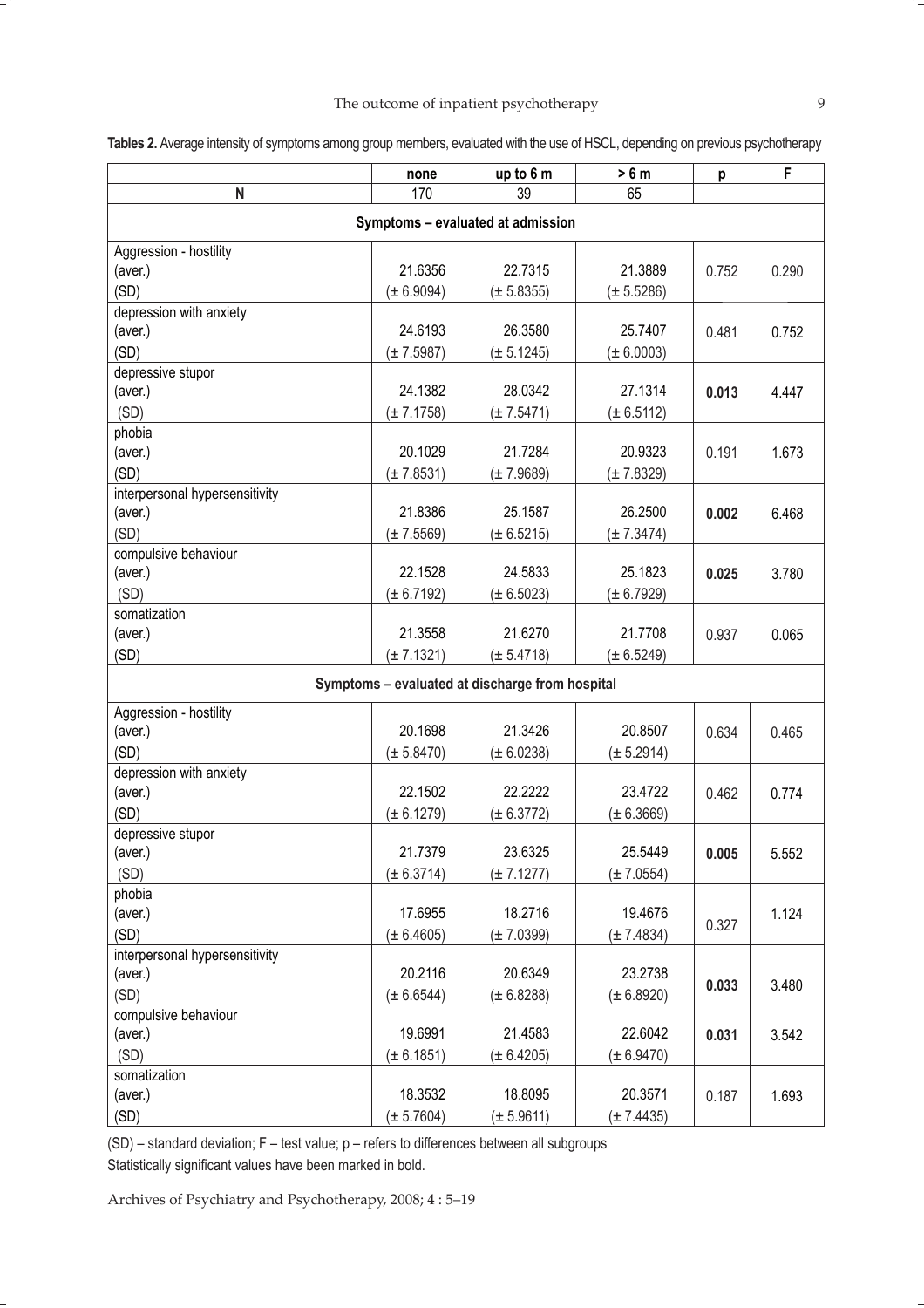**Tables 2.** Average intensity of symptoms among group members, evaluated with the use of HSCL, depending on previous psychotherapy

| | none | up to 6 m | > 6 m | p | F |
|---|---|---|---|---|---|
| **N** | 170 | 39 | 65 | | |
| **Symptoms – evaluated at admission** | | | | | |
| Aggression - hostility<br>(aver.)<br>(SD) | 21.6356<br>(± 6.9094) | 22.7315<br>(± 5.8355) | 21.3889<br>(± 5.5286) | 0.752 | 0.290 |
| depression with anxiety<br>(aver.)<br>(SD) | 24.6193<br>(± 7.5987) | 26.3580<br>(± 5.1245) | 25.7407<br>(± 6.0003) | 0.481 | 0.752 |
| depressive stupor<br>(aver.)<br>(SD) | 24.1382<br>(± 7.1758) | 28.0342<br>(± 7.5471) | 27.1314<br>(± 6.5112) | **0.013** | 4.447 |
| phobia<br>(aver.)<br>(SD) | 20.1029<br>(± 7.8531) | 21.7284<br>(± 7.9689) | 20.9323<br>(± 7.8329) | 0.191 | 1.673 |
| interpersonal hypersensitivity<br>(aver.)<br>(SD) | 21.8386<br>(± 7.5569) | 25.1587<br>(± 6.5215) | 26.2500<br>(± 7.3474) | **0.002** | 6.468 |
| compulsive behaviour<br>(aver.)<br>(SD) | 22.1528<br>(± 6.7192) | 24.5833<br>(± 6.5023) | 25.1823<br>(± 6.7929) | **0.025** | 3.780 |
| somatization<br>(aver.)<br>(SD) | 21.3558<br>(± 7.1321) | 21.6270<br>(± 5.4718) | 21.7708<br>(± 6.5249) | 0.937 | 0.065 |
| **Symptoms – evaluated at discharge from hospital** | | | | | |
| Aggression - hostility<br>(aver.)<br>(SD) | 20.1698<br>(± 5.8470) | 21.3426<br>(± 6.0238) | 20.8507<br>(± 5.2914) | 0.634 | 0.465 |
| depression with anxiety<br>(aver.)<br>(SD) | 22.1502<br>(± 6.1279) | 22.2222<br>(± 6.3772) | 23.4722<br>(± 6.3669) | 0.462 | 0.774 |
| depressive stupor<br>(aver.)<br>(SD) | 21.7379<br>(± 6.3714) | 23.6325<br>(± 7.1277) | 25.5449<br>(± 7.0554) | **0.005** | 5.552 |
| phobia<br>(aver.)<br>(SD) | 17.6955<br>(± 6.4605) | 18.2716<br>(± 7.0399) | 19.4676<br>(± 7.4834) | 0.327 | 1.124 |
| interpersonal hypersensitivity<br>(aver.)<br>(SD) | 20.2116<br>(± 6.6544) | 20.6349<br>(± 6.8288) | 23.2738<br>(± 6.8920) | **0.033** | 3.480 |
| compulsive behaviour<br>(aver.)<br>(SD) | 19.6991<br>(± 6.1851) | 21.4583<br>(± 6.4205) | 22.6042<br>(± 6.9470) | **0.031** | 3.542 |
| somatization<br>(aver.)<br>(SD) | 18.3532<br>(± 5.7604) | 18.8095<br>(± 5.9611) | 20.3571<br>(± 7.4435) | 0.187 | 1.693 |

(SD) – standard deviation; F – test value; p – refers to differences between all subgroups
Statistically significant values have been marked in bold.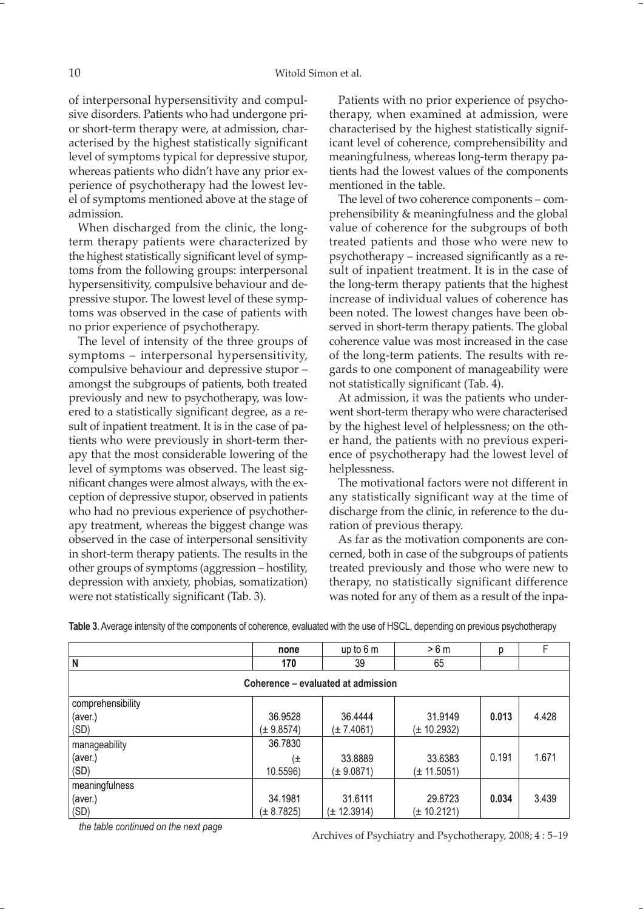of interpersonal hypersensitivity and compulsive disorders. Patients who had undergone prior short-term therapy were, at admission, characterised by the highest statistically significant level of symptoms typical for depressive stupor, whereas patients who didn't have any prior experience of psychotherapy had the lowest level of symptoms mentioned above at the stage of admission.

When discharged from the clinic, the long-term therapy patients were characterized by the highest statistically significant level of symptoms from the following groups: interpersonal hypersensitivity, compulsive behaviour and depressive stupor. The lowest level of these symptoms was observed in the case of patients with no prior experience of psychotherapy.

The level of intensity of the three groups of symptoms – interpersonal hypersensitivity, compulsive behaviour and depressive stupor – amongst the subgroups of patients, both treated previously and new to psychotherapy, was lowered to a statistically significant degree, as a result of inpatient treatment. It is in the case of patients who were previously in short-term therapy that the most considerable lowering of the level of symptoms was observed. The least significant changes were almost always, with the exception of depressive stupor, observed in patients who had no previous experience of psychotherapy treatment, whereas the biggest change was observed in the case of interpersonal sensitivity in short-term therapy patients. The results in the other groups of symptoms (aggression – hostility, depression with anxiety, phobias, somatization) were not statistically significant (Tab. 3).

Patients with no prior experience of psychotherapy, when examined at admission, were characterised by the highest statistically significant level of coherence, comprehensibility and meaningfulness, whereas long-term therapy patients had the lowest values of the components mentioned in the table.

The level of two coherence components – comprehensibility & meaningfulness and the global value of coherence for the subgroups of both treated patients and those who were new to psychotherapy – increased significantly as a result of inpatient treatment. It is in the case of the long-term therapy patients that the highest increase of individual values of coherence has been noted. The lowest changes have been observed in short-term therapy patients. The global coherence value was most increased in the case of the long-term patients. The results with regards to one component of manageability were not statistically significant (Tab. 4).

At admission, it was the patients who underwent short-term therapy who were characterised by the highest level of helplessness; on the other hand, the patients with no previous experience of psychotherapy had the lowest level of helplessness.

The motivational factors were not different in any statistically significant way at the time of discharge from the clinic, in reference to the duration of previous therapy.

As far as the motivation components are concerned, both in case of the subgroups of patients treated previously and those who were new to therapy, no statistically significant difference was noted for any of them as a result of the inpa-

**Table 3**. Average intensity of the components of coherence, evaluated with the use of HSCL, depending on previous psychotherapy

| | **none** | up to 6 m | > 6 m | p | F |
|---|---|---|---|---|---|
| **N** | **170** | 39 | 65 | | |
| **Coherence – evaluated at admission** | | | | | |
| comprehensibility<br>(aver.)<br>(SD) | 36.9528<br>(± 9.8574) | 36.4444<br>(± 7.4061) | 31.9149<br>(± 10.2932) | **0.013** | 4.428 |
| manageability<br>(aver.)<br>(SD) | 36.7830<br>(± 10.5596) | 33.8889<br>(± 9.0871) | 33.6383<br>(± 11.5051) | 0.191 | 1.671 |
| meaningfulness<br>(aver.)<br>(SD) | 34.1981<br>(± 8.7825) | 31.6111<br>(± 12.3914) | 29.8723<br>(± 10.2121) | **0.034** | 3.439 |

*the table continued on the next page*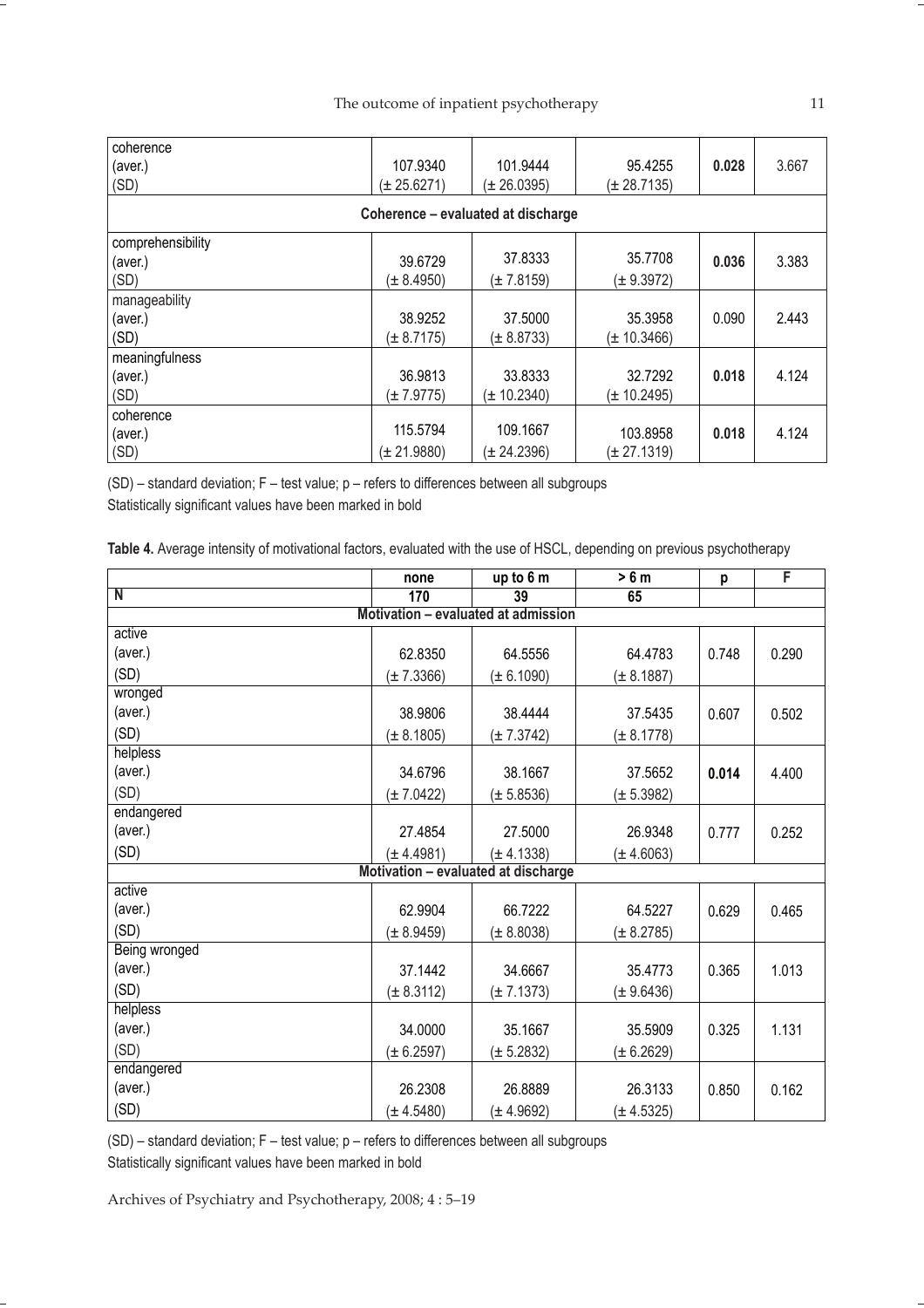| | | | | | |
|---|---|---|---|---|---|
| coherence<br>(aver.)<br>(SD) | 107.9340<br>(± 25.6271) | 101.9444<br>(± 26.0395) | 95.4255<br>(± 28.7135) | **0.028** | 3.667 |
| **Coherence – evaluated at discharge** | | | | | |
| comprehensibility<br>(aver.)<br>(SD) | 39.6729<br>(± 8.4950) | 37.8333<br>(± 7.8159) | 35.7708<br>(± 9.3972) | **0.036** | 3.383 |
| manageability<br>(aver.)<br>(SD) | 38.9252<br>(± 8.7175) | 37.5000<br>(± 8.8733) | 35.3958<br>(± 10.3466) | 0.090 | 2.443 |
| meaningfulness<br>(aver.)<br>(SD) | 36.9813<br>(± 7.9775) | 33.8333<br>(± 10.2340) | 32.7292<br>(± 10.2495) | **0.018** | 4.124 |
| coherence<br>(aver.)<br>(SD) | 115.5794<br>(± 21.9880) | 109.1667<br>(± 24.2396) | 103.8958<br>(± 27.1319) | **0.018** | 4.124 |

(SD) – standard deviation; F – test value; p – refers to differences between all subgroups
Statistically significant values have been marked in bold

**Table 4.** Average intensity of motivational factors, evaluated with the use of HSCL, depending on previous psychotherapy

| | none | up to 6 m | > 6 m | p | F |
|---|---|---|---|---|---|
| **N** | **170** | **39** | **65** | | |
| **Motivation – evaluated at admission** | | | | | |
| active<br>(aver.)<br>(SD) | 62.8350<br>(± 7.3366) | 64.5556<br>(± 6.1090) | 64.4783<br>(± 8.1887) | 0.748 | 0.290 |
| wronged<br>(aver.)<br>(SD) | 38.9806<br>(± 8.1805) | 38.4444<br>(± 7.3742) | 37.5435<br>(± 8.1778) | 0.607 | 0.502 |
| helpless<br>(aver.)<br>(SD) | 34.6796<br>(± 7.0422) | 38.1667<br>(± 5.8536) | 37.5652<br>(± 5.3982) | **0.014** | 4.400 |
| endangered<br>(aver.)<br>(SD) | 27.4854<br>(± 4.4981) | 27.5000<br>(± 4.1338) | 26.9348<br>(± 4.6063) | 0.777 | 0.252 |
| **Motivation – evaluated at discharge** | | | | | |
| active<br>(aver.)<br>(SD) | 62.9904<br>(± 8.9459) | 66.7222<br>(± 8.8038) | 64.5227<br>(± 8.2785) | 0.629 | 0.465 |
| Being wronged<br>(aver.)<br>(SD) | 37.1442<br>(± 8.3112) | 34.6667<br>(± 7.1373) | 35.4773<br>(± 9.6436) | 0.365 | 1.013 |
| helpless<br>(aver.)<br>(SD) | 34.0000<br>(± 6.2597) | 35.1667<br>(± 5.2832) | 35.5909<br>(± 6.2629) | 0.325 | 1.131 |
| endangered<br>(aver.)<br>(SD) | 26.2308<br>(± 4.5480) | 26.8889<br>(± 4.9692) | 26.3133<br>(± 4.5325) | 0.850 | 0.162 |

(SD) – standard deviation; F – test value; p – refers to differences between all subgroups
Statistically significant values have been marked in bold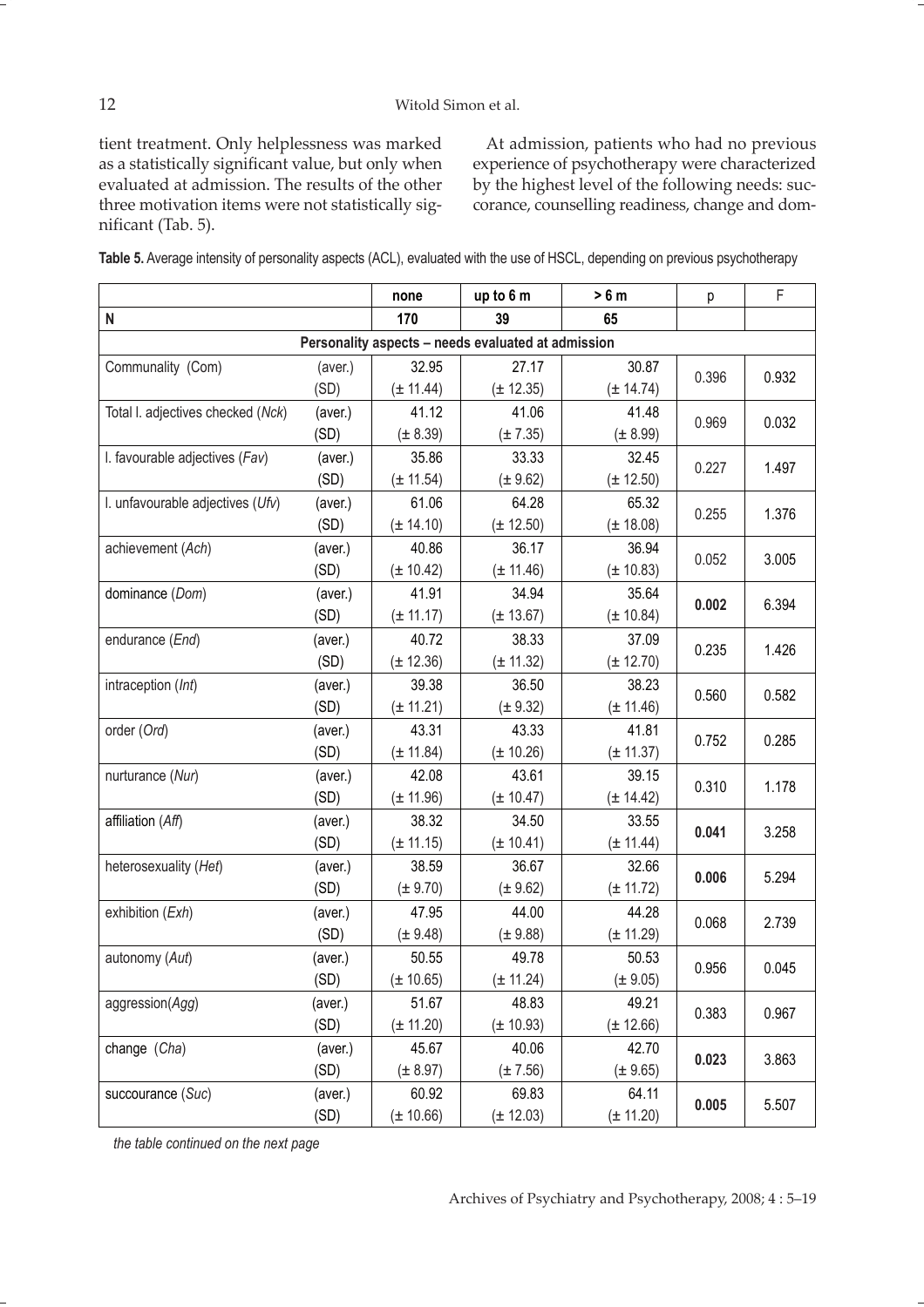tient treatment. Only helplessness was marked as a statistically significant value, but only when evaluated at admission. The results of the other three motivation items were not statistically significant (Tab. 5).

At admission, patients who had no previous experience of psychotherapy were characterized by the highest level of the following needs: succorance, counselling readiness, change and dom-

**Table 5.** Average intensity of personality aspects (ACL), evaluated with the use of HSCL, depending on previous psychotherapy

| | | none | up to 6 m | > 6 m | p | F |
|---|---|---|---|---|---|---|
| **N** | | **170** | **39** | **65** | | |
| **Personality aspects – needs evaluated at admission** | | | | | | |
| Communality (Com) | (aver.) | 32.95 | 27.17 | 30.87 | 0.396 | 0.932 |
| | (SD) | (± 11.44) | (± 12.35) | (± 14.74) | | |
| Total l. adjectives checked (*Nck*) | (aver.) | 41.12 | 41.06 | 41.48 | 0.969 | 0.032 |
| | (SD) | (± 8.39) | (± 7.35) | (± 8.99) | | |
| l. favourable adjectives (*Fav*) | (aver.) | 35.86 | 33.33 | 32.45 | 0.227 | 1.497 |
| | (SD) | (± 11.54) | (± 9.62) | (± 12.50) | | |
| l. unfavourable adjectives (*Ufv*) | (aver.) | 61.06 | 64.28 | 65.32 | 0.255 | 1.376 |
| | (SD) | (± 14.10) | (± 12.50) | (± 18.08) | | |
| achievement (*Ach*) | (aver.) | 40.86 | 36.17 | 36.94 | 0.052 | 3.005 |
| | (SD) | (± 10.42) | (± 11.46) | (± 10.83) | | |
| dominance (*Dom*) | (aver.) | 41.91 | 34.94 | 35.64 | **0.002** | 6.394 |
| | (SD) | (± 11.17) | (± 13.67) | (± 10.84) | | |
| endurance (*End*) | (aver.) | 40.72 | 38.33 | 37.09 | 0.235 | 1.426 |
| | (SD) | (± 12.36) | (± 11.32) | (± 12.70) | | |
| intraception (*Int*) | (aver.) | 39.38 | 36.50 | 38.23 | 0.560 | 0.582 |
| | (SD) | (± 11.21) | (± 9.32) | (± 11.46) | | |
| order (*Ord*) | (aver.) | 43.31 | 43.33 | 41.81 | 0.752 | 0.285 |
| | (SD) | (± 11.84) | (± 10.26) | (± 11.37) | | |
| nurturance (*Nur*) | (aver.) | 42.08 | 43.61 | 39.15 | 0.310 | 1.178 |
| | (SD) | (± 11.96) | (± 10.47) | (± 14.42) | | |
| affiliation (*Aff*) | (aver.) | 38.32 | 34.50 | 33.55 | **0.041** | 3.258 |
| | (SD) | (± 11.15) | (± 10.41) | (± 11.44) | | |
| heterosexuality (*Het*) | (aver.) | 38.59 | 36.67 | 32.66 | **0.006** | 5.294 |
| | (SD) | (± 9.70) | (± 9.62) | (± 11.72) | | |
| exhibition (*Exh*) | (aver.) | 47.95 | 44.00 | 44.28 | 0.068 | 2.739 |
| | (SD) | (± 9.48) | (± 9.88) | (± 11.29) | | |
| autonomy (*Aut*) | (aver.) | 50.55 | 49.78 | 50.53 | 0.956 | 0.045 |
| | (SD) | (± 10.65) | (± 11.24) | (± 9.05) | | |
| aggression(*Agg*) | (aver.) | 51.67 | 48.83 | 49.21 | 0.383 | 0.967 |
| | (SD) | (± 11.20) | (± 10.93) | (± 12.66) | | |
| change (*Cha*) | (aver.) | 45.67 | 40.06 | 42.70 | **0.023** | 3.863 |
| | (SD) | (± 8.97) | (± 7.56) | (± 9.65) | | |
| succourance (*Suc*) | (aver.) | 60.92 | 69.83 | 64.11 | **0.005** | 5.507 |
| | (SD) | (± 10.66) | (± 12.03) | (± 11.20) | | |

*the table continued on the next page*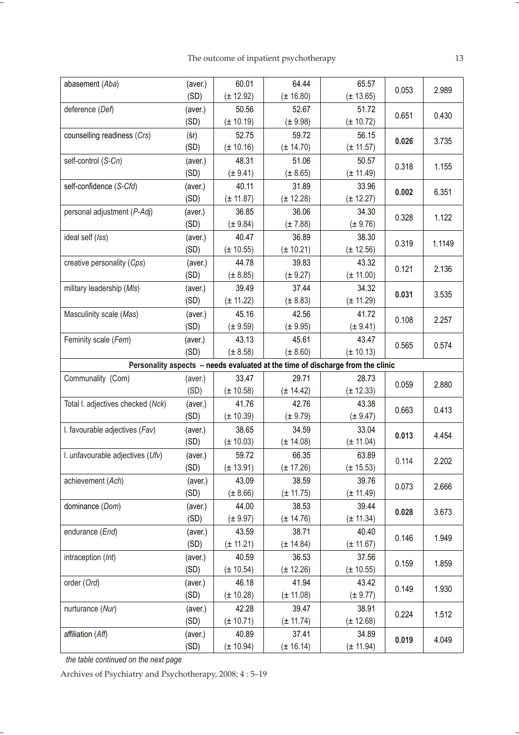| | | | | | | |
|---|---|---|---|---|---|---|
| abasement (*Aba*) | (aver.) (SD) | 60.01 (± 12.92) | 64.44 (± 16.80) | 65.57 (± 13.65) | 0.053 | 2.989 |
| deference (*Def*) | (aver.) (SD) | 50.56 (± 10.19) | 52.67 (± 9.98) | 51.72 (± 10.72) | 0.651 | 0.430 |
| counselling readiness (*Crs*) | (śr) (SD) | 52.75 (± 10.16) | 59.72 (± 14.70) | 56.15 (± 11.57) | **0.026** | 3.735 |
| self-control (*S-Cn*) | (aver.) (SD) | 48.31 (± 9.41) | 51.06 (± 8.65) | 50.57 (± 11.49) | 0.318 | 1.155 |
| self-confidence (*S-Cfd*) | (aver.) (SD) | 40.11 (± 11.87) | 31.89 (± 12.28) | 33.96 (± 12.27) | **0.002** | 6.351 |
| personal adjustment (*P-Adj*) | (aver.) (SD) | 36.85 (± 9.84) | 36.06 (± 7.88) | 34.30 (± 9.76) | 0.328 | 1.122 |
| ideal self (*Iss*) | (aver.) (SD) | 40.47 (± 10.55) | 36.89 (± 10.21) | 38.30 (± 12.56) | 0.319 | 1.1149 |
| creative personality (*Cps*) | (aver.) (SD) | 44.78 (± 8.85) | 39.83 (± 9.27) | 43.32 (± 11.00) | 0.121 | 2.136 |
| military leadership (*Mls*) | (aver.) (SD) | 39.49 (± 11.22) | 37.44 (± 8.83) | 34.32 (± 11.29) | **0.031** | 3.535 |
| Masculinity scale (*Mas*) | (aver.) (SD) | 45.16 (± 9.59) | 42.56 (± 9.95) | 41.72 (± 9.41) | 0.108 | 2.257 |
| Feminity scale (*Fem*) | (aver.) (SD) | 43.13 (± 8.58) | 45.61 (± 8.60) | 43.47 (± 10.13) | 0.565 | 0.574 |
| **Personality aspects – needs evaluated at the time of discharge from the clinic** | | | | | | |
| Communality (Com) | (aver.) (SD) | 33.47 (± 10.58) | 29.71 (± 14.42) | 28.73 (± 12.33) | 0.059 | 2.880 |
| Total l. adjectives checked (*Nck*) | (aver.) (SD) | 41.76 (± 10.39) | 42.76 (± 9.79) | 43.38 (± 9.47) | 0.663 | 0.413 |
| l. favourable adjectives (*Fav*) | (aver.) (SD) | 38.65 (± 10.03) | 34.59 (± 14.08) | 33.04 (± 11.04) | **0.013** | 4.454 |
| l. unfavourable adjectives (*Ufv*) | (aver.) (SD) | 59.72 (± 13.91) | 66.35 (± 17.26) | 63.89 (± 15.53) | 0.114 | 2.202 |
| achievement (*Ach*) | (aver.) (SD) | 43.09 (± 8.66) | 38.59 (± 11.75) | 39.76 (± 11.49) | 0.073 | 2.666 |
| dominance (*Dom*) | (aver.) (SD) | 44.00 (± 9.97) | 38.53 (± 14.76) | 39.44 (± 11.34) | **0.028** | 3.673 |
| endurance (*End*) | (aver.) (SD) | 43.59 (± 11.21) | 38.71 (± 14.84) | 40.40 (± 11.67) | 0.146 | 1.949 |
| intraception (*Int*) | (aver.) (SD) | 40.59 (± 10.54) | 36.53 (± 12.26) | 37.56 (± 10.55) | 0.159 | 1.859 |
| order (*Ord*) | (aver.) (SD) | 46.18 (± 10.28) | 41.94 (± 11.08) | 43.42 (± 9.77) | 0.149 | 1.930 |
| nurturance (*Nur*) | (aver.) (SD) | 42.28 (± 10.71) | 39.47 (± 11.74) | 38.91 (± 12.68) | 0.224 | 1.512 |
| affiliation (*Aff*) | (aver.) (SD) | 40.89 (± 10.94) | 37.41 (± 16.14) | 34.89 (± 11.94) | **0.019** | 4.049 |

*the table continued on the next page*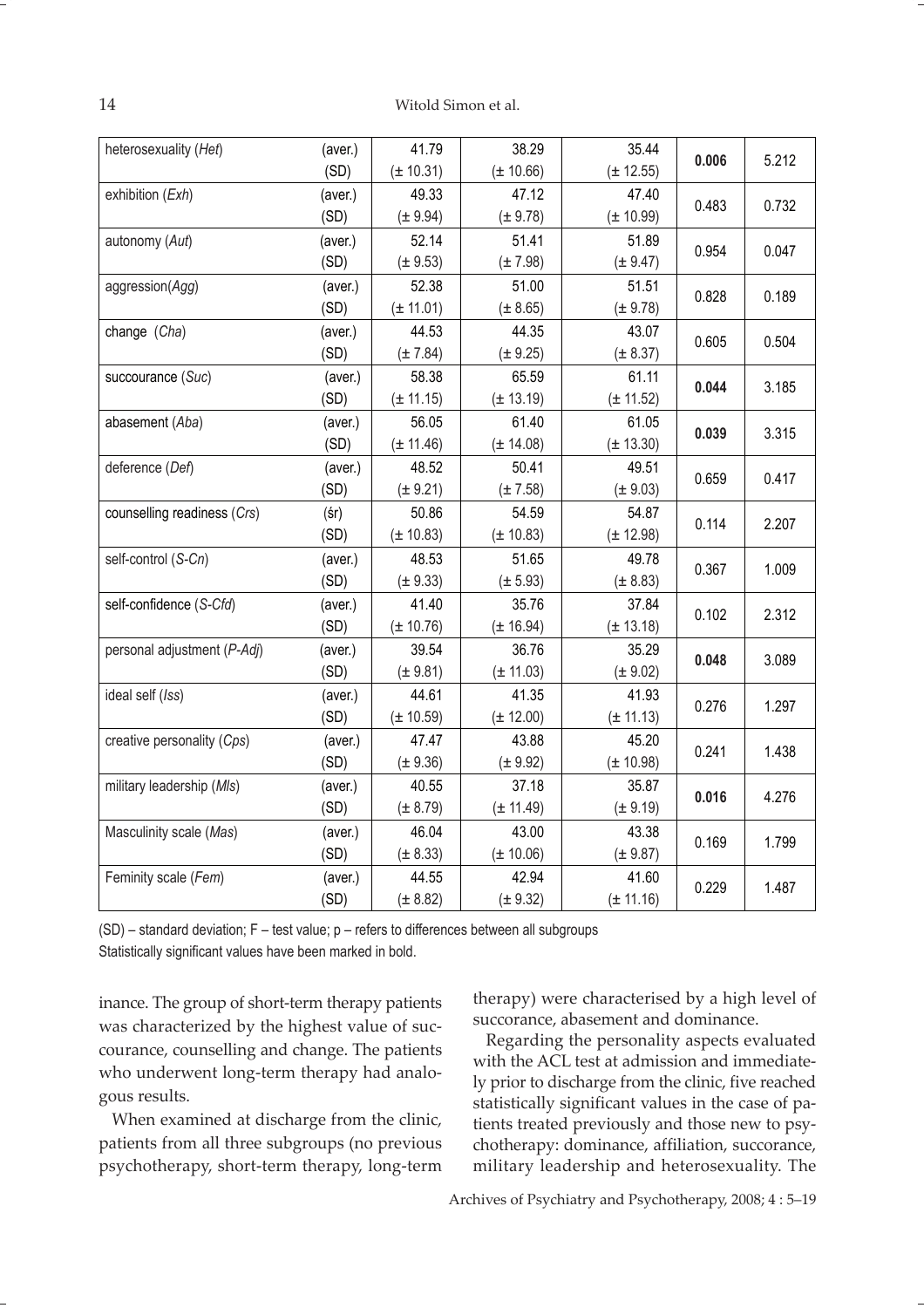| | | | | | | |
|---|---|---|---|---|---|---|
| heterosexuality (*Het*) | (aver.)<br>(SD) | 41.79<br>(± 10.31) | 38.29<br>(± 10.66) | 35.44<br>(± 12.55) | **0.006** | 5.212 |
| exhibition (*Exh*) | (aver.)<br>(SD) | 49.33<br>(± 9.94) | 47.12<br>(± 9.78) | 47.40<br>(± 10.99) | 0.483 | 0.732 |
| autonomy (*Aut*) | (aver.)<br>(SD) | 52.14<br>(± 9.53) | 51.41<br>(± 7.98) | 51.89<br>(± 9.47) | 0.954 | 0.047 |
| aggression(*Agg*) | (aver.)<br>(SD) | 52.38<br>(± 11.01) | 51.00<br>(± 8.65) | 51.51<br>(± 9.78) | 0.828 | 0.189 |
| change (*Cha*) | (aver.)<br>(SD) | 44.53<br>(± 7.84) | 44.35<br>(± 9.25) | 43.07<br>(± 8.37) | 0.605 | 0.504 |
| succourance (*Suc*) | (aver.)<br>(SD) | 58.38<br>(± 11.15) | 65.59<br>(± 13.19) | 61.11<br>(± 11.52) | **0.044** | 3.185 |
| abasement (*Aba*) | (aver.)<br>(SD) | 56.05<br>(± 11.46) | 61.40<br>(± 14.08) | 61.05<br>(± 13.30) | **0.039** | 3.315 |
| deference (*Def*) | (aver.)<br>(SD) | 48.52<br>(± 9.21) | 50.41<br>(± 7.58) | 49.51<br>(± 9.03) | 0.659 | 0.417 |
| counselling readiness (*Crs*) | (śr)<br>(SD) | 50.86<br>(± 10.83) | 54.59<br>(± 10.83) | 54.87<br>(± 12.98) | 0.114 | 2.207 |
| self-control (*S-Cn*) | (aver.)<br>(SD) | 48.53<br>(± 9.33) | 51.65<br>(± 5.93) | 49.78<br>(± 8.83) | 0.367 | 1.009 |
| self-confidence (*S-Cfd*) | (aver.)<br>(SD) | 41.40<br>(± 10.76) | 35.76<br>(± 16.94) | 37.84<br>(± 13.18) | 0.102 | 2.312 |
| personal adjustment (*P-Adj*) | (aver.)<br>(SD) | 39.54<br>(± 9.81) | 36.76<br>(± 11.03) | 35.29<br>(± 9.02) | **0.048** | 3.089 |
| ideal self (*Iss*) | (aver.)<br>(SD) | 44.61<br>(± 10.59) | 41.35<br>(± 12.00) | 41.93<br>(± 11.13) | 0.276 | 1.297 |
| creative personality (*Cps*) | (aver.)<br>(SD) | 47.47<br>(± 9.36) | 43.88<br>(± 9.92) | 45.20<br>(± 10.98) | 0.241 | 1.438 |
| military leadership (*Mls*) | (aver.)<br>(SD) | 40.55<br>(± 8.79) | 37.18<br>(± 11.49) | 35.87<br>(± 9.19) | **0.016** | 4.276 |
| Masculinity scale (*Mas*) | (aver.)<br>(SD) | 46.04<br>(± 8.33) | 43.00<br>(± 10.06) | 43.38<br>(± 9.87) | 0.169 | 1.799 |
| Feminity scale (*Fem*) | (aver.)<br>(SD) | 44.55<br>(± 8.82) | 42.94<br>(± 9.32) | 41.60<br>(± 11.16) | 0.229 | 1.487 |

(SD) – standard deviation; F – test value; p – refers to differences between all subgroups

Statistically significant values have been marked in bold.

inance. The group of short-term therapy patients was characterized by the highest value of succourance, counselling and change. The patients who underwent long-term therapy had analogous results.

When examined at discharge from the clinic, patients from all three subgroups (no previous psychotherapy, short-term therapy, long-term therapy) were characterised by a high level of succorance, abasement and dominance.

Regarding the personality aspects evaluated with the ACL test at admission and immediately prior to discharge from the clinic, five reached statistically significant values in the case of patients treated previously and those new to psychotherapy: dominance, affiliation, succorance, military leadership and heterosexuality. The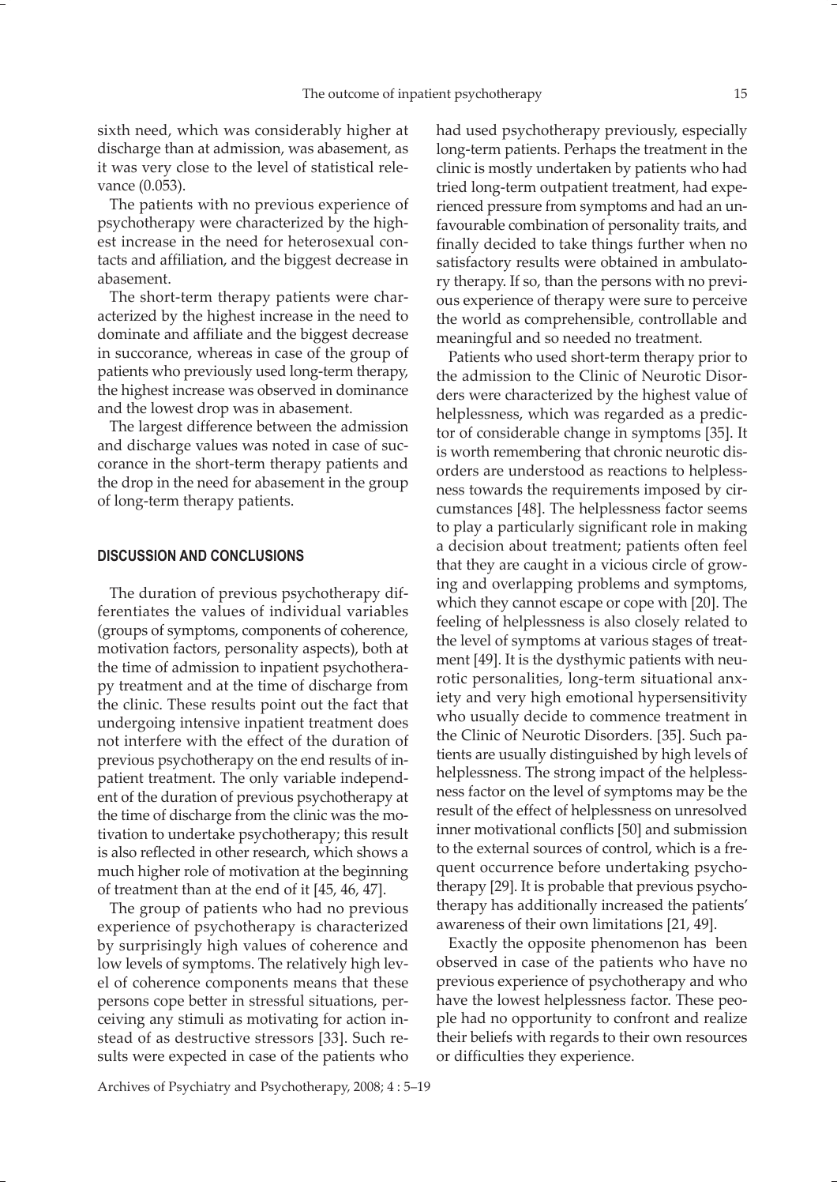sixth need, which was considerably higher at discharge than at admission, was abasement, as it was very close to the level of statistical relevance (0.053).

The patients with no previous experience of psychotherapy were characterized by the highest increase in the need for heterosexual contacts and affiliation, and the biggest decrease in abasement.

The short-term therapy patients were characterized by the highest increase in the need to dominate and affiliate and the biggest decrease in succorance, whereas in case of the group of patients who previously used long-term therapy, the highest increase was observed in dominance and the lowest drop was in abasement.

The largest difference between the admission and discharge values was noted in case of succorance in the short-term therapy patients and the drop in the need for abasement in the group of long-term therapy patients.

## DISCUSSION AND CONCLUSIONS

The duration of previous psychotherapy differentiates the values of individual variables (groups of symptoms, components of coherence, motivation factors, personality aspects), both at the time of admission to inpatient psychotherapy treatment and at the time of discharge from the clinic. These results point out the fact that undergoing intensive inpatient treatment does not interfere with the effect of the duration of previous psychotherapy on the end results of inpatient treatment. The only variable independent of the duration of previous psychotherapy at the time of discharge from the clinic was the motivation to undertake psychotherapy; this result is also reflected in other research, which shows a much higher role of motivation at the beginning of treatment than at the end of it [45, 46, 47].

The group of patients who had no previous experience of psychotherapy is characterized by surprisingly high values of coherence and low levels of symptoms. The relatively high level of coherence components means that these persons cope better in stressful situations, perceiving any stimuli as motivating for action instead of as destructive stressors [33]. Such results were expected in case of the patients who had used psychotherapy previously, especially long-term patients. Perhaps the treatment in the clinic is mostly undertaken by patients who had tried long-term outpatient treatment, had experienced pressure from symptoms and had an unfavourable combination of personality traits, and finally decided to take things further when no satisfactory results were obtained in ambulatory therapy. If so, than the persons with no previous experience of therapy were sure to perceive the world as comprehensible, controllable and meaningful and so needed no treatment.

Patients who used short-term therapy prior to the admission to the Clinic of Neurotic Disorders were characterized by the highest value of helplessness, which was regarded as a predictor of considerable change in symptoms [35]. It is worth remembering that chronic neurotic disorders are understood as reactions to helplessness towards the requirements imposed by circumstances [48]. The helplessness factor seems to play a particularly significant role in making a decision about treatment; patients often feel that they are caught in a vicious circle of growing and overlapping problems and symptoms, which they cannot escape or cope with [20]. The feeling of helplessness is also closely related to the level of symptoms at various stages of treatment [49]. It is the dysthymic patients with neurotic personalities, long-term situational anxiety and very high emotional hypersensitivity who usually decide to commence treatment in the Clinic of Neurotic Disorders. [35]. Such patients are usually distinguished by high levels of helplessness. The strong impact of the helplessness factor on the level of symptoms may be the result of the effect of helplessness on unresolved inner motivational conflicts [50] and submission to the external sources of control, which is a frequent occurrence before undertaking psychotherapy [29]. It is probable that previous psychotherapy has additionally increased the patients' awareness of their own limitations [21, 49].

Exactly the opposite phenomenon has been observed in case of the patients who have no previous experience of psychotherapy and who have the lowest helplessness factor. These people had no opportunity to confront and realize their beliefs with regards to their own resources or difficulties they experience.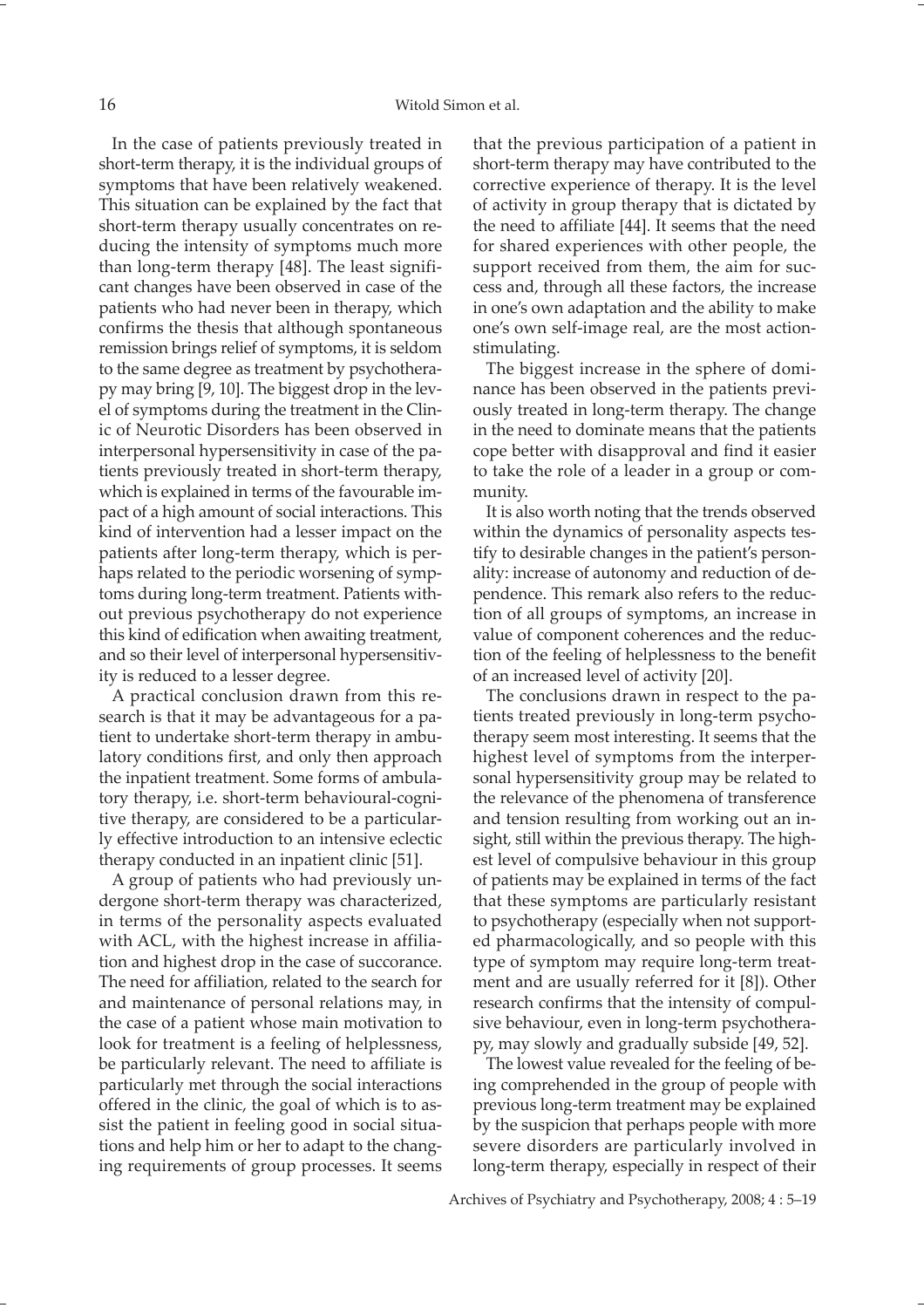In the case of patients previously treated in short-term therapy, it is the individual groups of symptoms that have been relatively weakened. This situation can be explained by the fact that short-term therapy usually concentrates on reducing the intensity of symptoms much more than long-term therapy [48]. The least significant changes have been observed in case of the patients who had never been in therapy, which confirms the thesis that although spontaneous remission brings relief of symptoms, it is seldom to the same degree as treatment by psychotherapy may bring [9, 10]. The biggest drop in the level of symptoms during the treatment in the Clinic of Neurotic Disorders has been observed in interpersonal hypersensitivity in case of the patients previously treated in short-term therapy, which is explained in terms of the favourable impact of a high amount of social interactions. This kind of intervention had a lesser impact on the patients after long-term therapy, which is perhaps related to the periodic worsening of symptoms during long-term treatment. Patients without previous psychotherapy do not experience this kind of edification when awaiting treatment, and so their level of interpersonal hypersensitivity is reduced to a lesser degree.

A practical conclusion drawn from this research is that it may be advantageous for a patient to undertake short-term therapy in ambulatory conditions first, and only then approach the inpatient treatment. Some forms of ambulatory therapy, i.e. short-term behavioural-cognitive therapy, are considered to be a particularly effective introduction to an intensive eclectic therapy conducted in an inpatient clinic [51].

A group of patients who had previously undergone short-term therapy was characterized, in terms of the personality aspects evaluated with ACL, with the highest increase in affiliation and highest drop in the case of succorance. The need for affiliation, related to the search for and maintenance of personal relations may, in the case of a patient whose main motivation to look for treatment is a feeling of helplessness, be particularly relevant. The need to affiliate is particularly met through the social interactions offered in the clinic, the goal of which is to assist the patient in feeling good in social situations and help him or her to adapt to the changing requirements of group processes. It seems that the previous participation of a patient in short-term therapy may have contributed to the corrective experience of therapy. It is the level of activity in group therapy that is dictated by the need to affiliate [44]. It seems that the need for shared experiences with other people, the support received from them, the aim for success and, through all these factors, the increase in one's own adaptation and the ability to make one's own self-image real, are the most action-stimulating.

The biggest increase in the sphere of dominance has been observed in the patients previously treated in long-term therapy. The change in the need to dominate means that the patients cope better with disapproval and find it easier to take the role of a leader in a group or community.

It is also worth noting that the trends observed within the dynamics of personality aspects testify to desirable changes in the patient's personality: increase of autonomy and reduction of dependence. This remark also refers to the reduction of all groups of symptoms, an increase in value of component coherences and the reduction of the feeling of helplessness to the benefit of an increased level of activity [20].

The conclusions drawn in respect to the patients treated previously in long-term psychotherapy seem most interesting. It seems that the highest level of symptoms from the interpersonal hypersensitivity group may be related to the relevance of the phenomena of transference and tension resulting from working out an insight, still within the previous therapy. The highest level of compulsive behaviour in this group of patients may be explained in terms of the fact that these symptoms are particularly resistant to psychotherapy (especially when not supported pharmacologically, and so people with this type of symptom may require long-term treatment and are usually referred for it [8]). Other research confirms that the intensity of compulsive behaviour, even in long-term psychotherapy, may slowly and gradually subside [49, 52].

The lowest value revealed for the feeling of being comprehended in the group of people with previous long-term treatment may be explained by the suspicion that perhaps people with more severe disorders are particularly involved in long-term therapy, especially in respect of their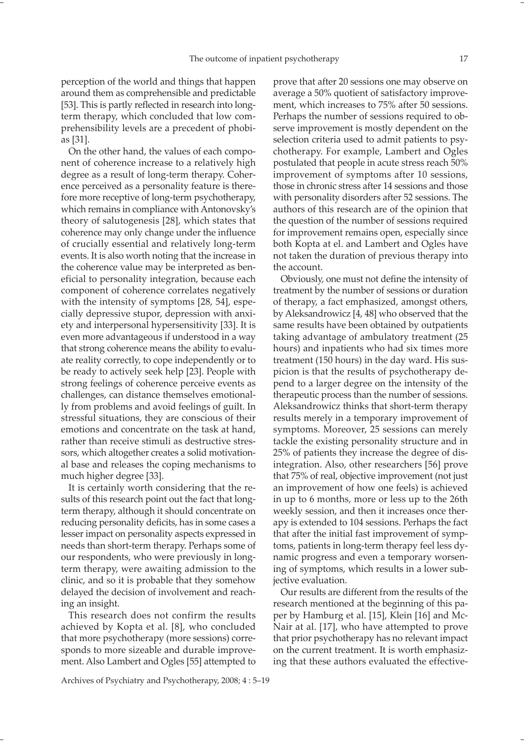perception of the world and things that happen around them as comprehensible and predictable [53]. This is partly reflected in research into long-term therapy, which concluded that low comprehensibility levels are a precedent of phobias [31].

On the other hand, the values of each component of coherence increase to a relatively high degree as a result of long-term therapy. Coherence perceived as a personality feature is therefore more receptive of long-term psychotherapy, which remains in compliance with Antonovsky's theory of salutogenesis [28], which states that coherence may only change under the influence of crucially essential and relatively long-term events. It is also worth noting that the increase in the coherence value may be interpreted as beneficial to personality integration, because each component of coherence correlates negatively with the intensity of symptoms [28, 54], especially depressive stupor, depression with anxiety and interpersonal hypersensitivity [33]. It is even more advantageous if understood in a way that strong coherence means the ability to evaluate reality correctly, to cope independently or to be ready to actively seek help [23]. People with strong feelings of coherence perceive events as challenges, can distance themselves emotionally from problems and avoid feelings of guilt. In stressful situations, they are conscious of their emotions and concentrate on the task at hand, rather than receive stimuli as destructive stressors, which altogether creates a solid motivational base and releases the coping mechanisms to much higher degree [33].

It is certainly worth considering that the results of this research point out the fact that long-term therapy, although it should concentrate on reducing personality deficits, has in some cases a lesser impact on personality aspects expressed in needs than short-term therapy. Perhaps some of our respondents, who were previously in long-term therapy, were awaiting admission to the clinic, and so it is probable that they somehow delayed the decision of involvement and reaching an insight.

This research does not confirm the results achieved by Kopta et al. [8], who concluded that more psychotherapy (more sessions) corresponds to more sizeable and durable improvement. Also Lambert and Ogles [55] attempted to prove that after 20 sessions one may observe on average a 50% quotient of satisfactory improvement, which increases to 75% after 50 sessions. Perhaps the number of sessions required to observe improvement is mostly dependent on the selection criteria used to admit patients to psychotherapy. For example, Lambert and Ogles postulated that people in acute stress reach 50% improvement of symptoms after 10 sessions, those in chronic stress after 14 sessions and those with personality disorders after 52 sessions. The authors of this research are of the opinion that the question of the number of sessions required for improvement remains open, especially since both Kopta at el. and Lambert and Ogles have not taken the duration of previous therapy into the account.

Obviously, one must not define the intensity of treatment by the number of sessions or duration of therapy, a fact emphasized, amongst others, by Aleksandrowicz [4, 48] who observed that the same results have been obtained by outpatients taking advantage of ambulatory treatment (25 hours) and inpatients who had six times more treatment (150 hours) in the day ward. His suspicion is that the results of psychotherapy depend to a larger degree on the intensity of the therapeutic process than the number of sessions. Aleksandrowicz thinks that short-term therapy results merely in a temporary improvement of symptoms. Moreover, 25 sessions can merely tackle the existing personality structure and in 25% of patients they increase the degree of disintegration. Also, other researchers [56] prove that 75% of real, objective improvement (not just an improvement of how one feels) is achieved in up to 6 months, more or less up to the 26th weekly session, and then it increases once therapy is extended to 104 sessions. Perhaps the fact that after the initial fast improvement of symptoms, patients in long-term therapy feel less dynamic progress and even a temporary worsening of symptoms, which results in a lower subjective evaluation.

Our results are different from the results of the research mentioned at the beginning of this paper by Hamburg et al. [15], Klein [16] and McNair at al. [17], who have attempted to prove that prior psychotherapy has no relevant impact on the current treatment. It is worth emphasizing that these authors evaluated the effective-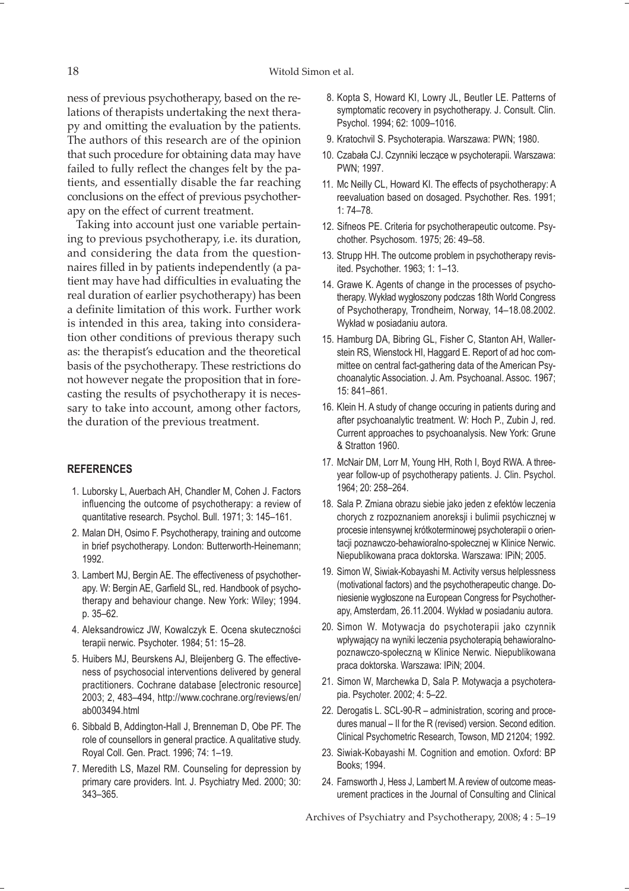ness of previous psychotherapy, based on the relations of therapists undertaking the next therapy and omitting the evaluation by the patients. The authors of this research are of the opinion that such procedure for obtaining data may have failed to fully reflect the changes felt by the patients, and essentially disable the far reaching conclusions on the effect of previous psychotherapy on the effect of current treatment.

Taking into account just one variable pertaining to previous psychotherapy, i.e. its duration, and considering the data from the questionnaires filled in by patients independently (a patient may have had difficulties in evaluating the real duration of earlier psychotherapy) has been a definite limitation of this work. Further work is intended in this area, taking into consideration other conditions of previous therapy such as: the therapist's education and the theoretical basis of the psychotherapy. These restrictions do not however negate the proposition that in forecasting the results of psychotherapy it is necessary to take into account, among other factors, the duration of the previous treatment.

## REFERENCES

1. Luborsky L, Auerbach AH, Chandler M, Cohen J. Factors influencing the outcome of psychotherapy: a review of quantitative research. Psychol. Bull. 1971; 3: 145–161.
2. Malan DH, Osimo F. Psychotherapy, training and outcome in brief psychotherapy. London: Butterworth-Heinemann; 1992.
3. Lambert MJ, Bergin AE. The effectiveness of psychotherapy. W: Bergin AE, Garfield SL, red. Handbook of psychotherapy and behaviour change. New York: Wiley; 1994. p. 35–62.
4. Aleksandrowicz JW, Kowalczyk E. Ocena skuteczności terapii nerwic. Psychoter. 1984; 51: 15–28.
5. Huibers MJ, Beurskens AJ, Bleijenberg G. The effectiveness of psychosocial interventions delivered by general practitioners. Cochrane database [electronic resource] 2003; 2, 483–494, http://www.cochrane.org/reviews/en/ab003494.html
6. Sibbald B, Addington-Hall J, Brenneman D, Obe PF. The role of counsellors in general practice. A qualitative study. Royal Coll. Gen. Pract. 1996; 74: 1–19.
7. Meredith LS, Mazel RM. Counseling for depression by primary care providers. Int. J. Psychiatry Med. 2000; 30: 343–365.
8. Kopta S, Howard KI, Lowry JL, Beutler LE. Patterns of symptomatic recovery in psychotherapy. J. Consult. Clin. Psychol. 1994; 62: 1009–1016.
9. Kratochvil S. Psychoterapia. Warszawa: PWN; 1980.
10. Czabała CJ. Czynniki leczące w psychoterapii. Warszawa: PWN; 1997.
11. Mc Neilly CL, Howard KI. The effects of psychotherapy: A reevaluation based on dosaged. Psychother. Res. 1991; 1: 74–78.
12. Sifneos PE. Criteria for psychotherapeutic outcome. Psychother. Psychosom. 1975; 26: 49–58.
13. Strupp HH. The outcome problem in psychotherapy revisited. Psychother. 1963; 1: 1–13.
14. Grawe K. Agents of change in the processes of psychotherapy. Wykład wygłoszony podczas 18th World Congress of Psychotherapy, Trondheim, Norway, 14–18.08.2002. Wykład w posiadaniu autora.
15. Hamburg DA, Bibring GL, Fisher C, Stanton AH, Wallerstein RS, Wienstock HI, Haggard E. Report of ad hoc committee on central fact-gathering data of the American Psychoanalytic Association. J. Am. Psychoanal. Assoc. 1967; 15: 841–861.
16. Klein H. A study of change occuring in patients during and after psychoanalytic treatment. W: Hoch P., Zubin J, red. Current approaches to psychoanalysis. New York: Grune & Stratton 1960.
17. McNair DM, Lorr M, Young HH, Roth I, Boyd RWA. A three-year follow-up of psychotherapy patients. J. Clin. Psychol. 1964; 20: 258–264.
18. Sala P. Zmiana obrazu siebie jako jeden z efektów leczenia chorych z rozpoznaniem anoreksji i bulimii psychicznej w procesie intensywnej krótkoterminowej psychoterapii o orientacji poznawczo-behawioralno-społecznej w Klinice Nerwic. Niepublikowana praca doktorska. Warszawa: IPiN; 2005.
19. Simon W, Siwiak-Kobayashi M. Activity versus helplessness (motivational factors) and the psychotherapeutic change. Doniesienie wygłoszone na European Congress for Psychotherapy, Amsterdam, 26.11.2004. Wykład w posiadaniu autora.
20. Simon W. Motywacja do psychoterapii jako czynnik wpływający na wyniki leczenia psychoterapią behawioralno-poznawczo-społeczną w Klinice Nerwic. Niepublikowana praca doktorska. Warszawa: IPiN; 2004.
21. Simon W, Marchewka D, Sala P. Motywacja a psychoterapia. Psychoter. 2002; 4: 5–22.
22. Derogatis L. SCL-90-R – administration, scoring and procedures manual – II for the R (revised) version. Second edition. Clinical Psychometric Research, Towson, MD 21204; 1992.
23. Siwiak-Kobayashi M. Cognition and emotion. Oxford: BP Books; 1994.
24. Farnsworth J, Hess J, Lambert M. A review of outcome measurement practices in the Journal of Consulting and Clinical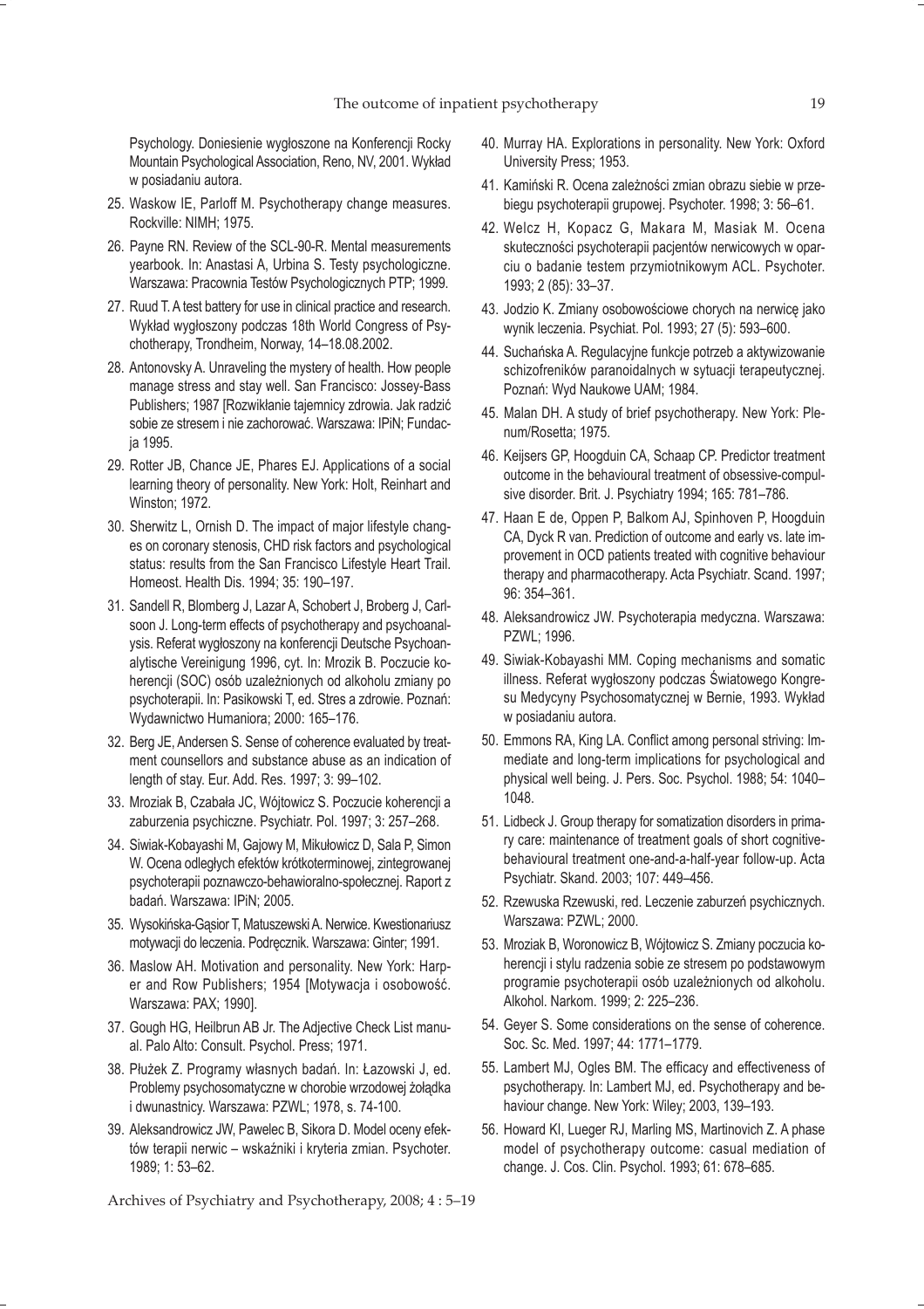Psychology. Doniesienie wygłoszone na Konferencji Rocky Mountain Psychological Association, Reno, NV, 2001. Wykład w posiadaniu autora.

25. Waskow IE, Parloff M. Psychotherapy change measures. Rockville: NIMH; 1975.
26. Payne RN. Review of the SCL-90-R. Mental measurements yearbook. In: Anastasi A, Urbina S. Testy psychologiczne. Warszawa: Pracownia Testów Psychologicznych PTP; 1999.
27. Ruud T. A test battery for use in clinical practice and research. Wykład wygłoszony podczas 18th World Congress of Psychotherapy, Trondheim, Norway, 14–18.08.2002.
28. Antonovsky A. Unraveling the mystery of health. How people manage stress and stay well. San Francisco: Jossey-Bass Publishers; 1987 [Rozwikłanie tajemnicy zdrowia. Jak radzić sobie ze stresem i nie zachorować. Warszawa: IPiN; Fundacja 1995.
29. Rotter JB, Chance JE, Phares EJ. Applications of a social learning theory of personality. New York: Holt, Reinhart and Winston; 1972.
30. Sherwitz L, Ornish D. The impact of major lifestyle changes on coronary stenosis, CHD risk factors and psychological status: results from the San Francisco Lifestyle Heart Trail. Homeost. Health Dis. 1994; 35: 190–197.
31. Sandell R, Blomberg J, Lazar A, Schobert J, Broberg J, Carlsoon J. Long-term effects of psychotherapy and psychoanalysis. Referat wygłoszony na konferencji Deutsche Psychoanalytische Vereinigung 1996, cyt. In: Mrozik B. Poczucie koherencji (SOC) osób uzależnionych od alkoholu zmiany po psychoterapii. In: Pasikowski T, ed. Stres a zdrowie. Poznań: Wydawnictwo Humaniora; 2000: 165–176.
32. Berg JE, Andersen S. Sense of coherence evaluated by treatment counsellors and substance abuse as an indication of length of stay. Eur. Add. Res. 1997; 3: 99–102.
33. Mroziak B, Czabała JC, Wójtowicz S. Poczucie koherencji a zaburzenia psychiczne. Psychiatr. Pol. 1997; 3: 257–268.
34. Siwiak-Kobayashi M, Gajowy M, Mikułowicz D, Sala P, Simon W. Ocena odległych efektów krótkoterminowej, zintegrowanej psychoterapii poznawczo-behawioralno-społecznej. Raport z badań. Warszawa: IPiN; 2005.
35. Wysokińska-Gąsior T, Matuszewski A. Nerwice. Kwestionariusz motywacji do leczenia. Podręcznik. Warszawa: Ginter; 1991.
36. Maslow AH. Motivation and personality. New York: Harper and Row Publishers; 1954 [Motywacja i osobowość. Warszawa: PAX; 1990].
37. Gough HG, Heilbrun AB Jr. The Adjective Check List manual. Palo Alto: Consult. Psychol. Press; 1971.
38. Płużek Z. Programy własnych badań. In: Łazowski J, ed. Problemy psychosomatyczne w chorobie wrzodowej żołądka i dwunastnicy. Warszawa: PZWL; 1978, s. 74-100.
39. Aleksandrowicz JW, Pawelec B, Sikora D. Model oceny efektów terapii nerwic – wskaźniki i kryteria zmian. Psychoter. 1989; 1: 53–62.
40. Murray HA. Explorations in personality. New York: Oxford University Press; 1953.
41. Kamiński R. Ocena zależności zmian obrazu siebie w przebiegu psychoterapii grupowej. Psychoter. 1998; 3: 56–61.
42. Welcz H, Kopacz G, Makara M, Masiak M. Ocena skuteczności psychoterapii pacjentów nerwicowych w oparciu o badanie testem przymiotnikowym ACL. Psychoter. 1993; 2 (85): 33–37.
43. Jodzio K. Zmiany osobowościowe chorych na nerwicę jako wynik leczenia. Psychiat. Pol. 1993; 27 (5): 593–600.
44. Suchańska A. Regulacyjne funkcje potrzeb a aktywizowanie schizofreników paranoidalnych w sytuacji terapeutycznej. Poznań: Wyd Naukowe UAM; 1984.
45. Malan DH. A study of brief psychotherapy. New York: Plenum/Rosetta; 1975.
46. Keijsers GP, Hoogduin CA, Schaap CP. Predictor treatment outcome in the behavioural treatment of obsessive-compulsive disorder. Brit. J. Psychiatry 1994; 165: 781–786.
47. Haan E de, Oppen P, Balkom AJ, Spinhoven P, Hoogduin CA, Dyck R van. Prediction of outcome and early vs. late improvement in OCD patients treated with cognitive behaviour therapy and pharmacotherapy. Acta Psychiatr. Scand. 1997; 96: 354–361.
48. Aleksandrowicz JW. Psychoterapia medyczna. Warszawa: PZWL; 1996.
49. Siwiak-Kobayashi MM. Coping mechanisms and somatic illness. Referat wygłoszony podczas Światowego Kongresu Medycyny Psychosomatycznej w Bernie, 1993. Wykład w posiadaniu autora.
50. Emmons RA, King LA. Conflict among personal striving: Immediate and long-term implications for psychological and physical well being. J. Pers. Soc. Psychol. 1988; 54: 1040–1048.
51. Lidbeck J. Group therapy for somatization disorders in primary care: maintenance of treatment goals of short cognitive-behavioural treatment one-and-a-half-year follow-up. Acta Psychiatr. Skand. 2003; 107: 449–456.
52. Rzewuska Rzewuski, red. Leczenie zaburzeń psychicznych. Warszawa: PZWL; 2000.
53. Mroziak B, Woronowicz B, Wójtowicz S. Zmiany poczucia koherencji i stylu radzenia sobie ze stresem po podstawowym programie psychoterapii osób uzależnionych od alkoholu. Alkohol. Narkom. 1999; 2: 225–236.
54. Geyer S. Some considerations on the sense of coherence. Soc. Sc. Med. 1997; 44: 1771–1779.
55. Lambert MJ, Ogles BM. The efficacy and effectiveness of psychotherapy. In: Lambert MJ, ed. Psychotherapy and behaviour change. New York: Wiley; 2003, 139–193.
56. Howard KI, Lueger RJ, Marling MS, Martinovich Z. A phase model of psychotherapy outcome: casual mediation of change. J. Cos. Clin. Psychol. 1993; 61: 678–685.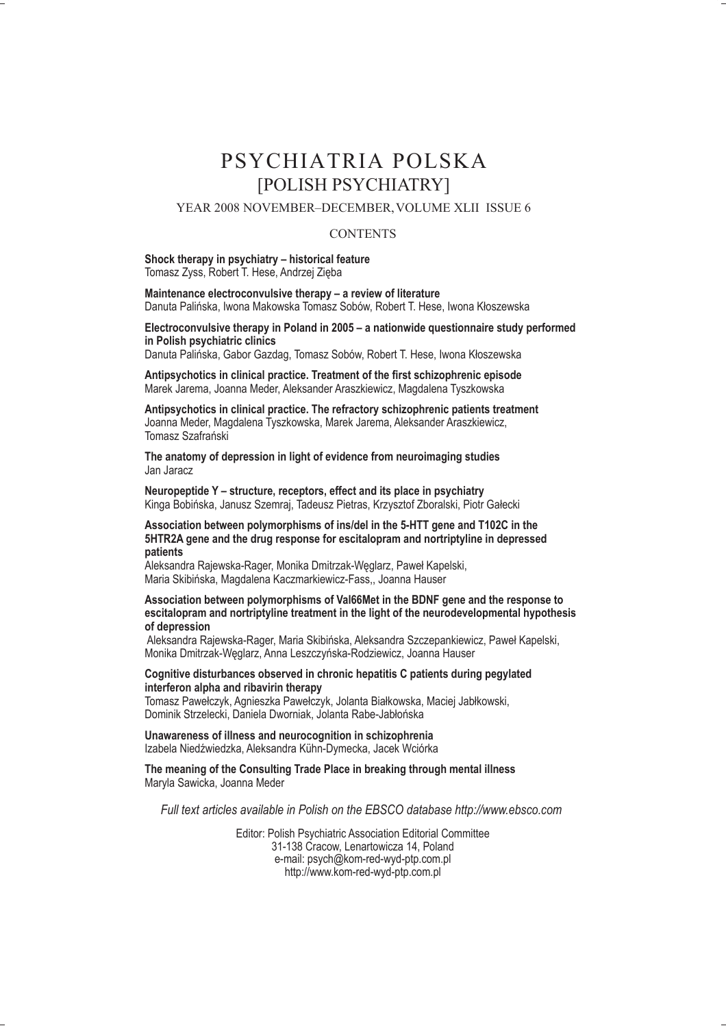# PSYCHIATRIA POLSKA
## [POLISH PSYCHIATRY]

YEAR 2008 NOVEMBER–DECEMBER, VOLUME XLII ISSUE 6

CONTENTS

**Shock therapy in psychiatry – historical feature**
Tomasz Zyss, Robert T. Hese, Andrzej Zięba

**Maintenance electroconvulsive therapy – a review of literature**
Danuta Palińska, Iwona Makowska Tomasz Sobów, Robert T. Hese, Iwona Kłoszewska

**Electroconvulsive therapy in Poland in 2005 – a nationwide questionnaire study performed in Polish psychiatric clinics**
Danuta Palińska, Gabor Gazdag, Tomasz Sobów, Robert T. Hese, Iwona Kłoszewska

**Antipsychotics in clinical practice. Treatment of the first schizophrenic episode**
Marek Jarema, Joanna Meder, Aleksander Araszkiewicz, Magdalena Tyszkowska

**Antipsychotics in clinical practice. The refractory schizophrenic patients treatment**
Joanna Meder, Magdalena Tyszkowska, Marek Jarema, Aleksander Araszkiewicz, Tomasz Szafrański

**The anatomy of depression in light of evidence from neuroimaging studies**
Jan Jaracz

**Neuropeptide Y – structure, receptors, effect and its place in psychiatry**
Kinga Bobińska, Janusz Szemraj, Tadeusz Pietras, Krzysztof Zboralski, Piotr Gałecki

**Association between polymorphisms of ins/del in the 5-HTT gene and T102C in the 5HTR2A gene and the drug response for escitalopram and nortriptyline in depressed patients**
Aleksandra Rajewska-Rager, Monika Dmitrzak-Węglarz, Paweł Kapelski, Maria Skibińska, Magdalena Kaczmarkiewicz-Fass,, Joanna Hauser

**Association between polymorphisms of Val66Met in the BDNF gene and the response to escitalopram and nortriptyline treatment in the light of the neurodevelopmental hypothesis of depression**
Aleksandra Rajewska-Rager, Maria Skibińska, Aleksandra Szczepankiewicz, Paweł Kapelski, Monika Dmitrzak-Węglarz, Anna Leszczyńska-Rodziewicz, Joanna Hauser

**Cognitive disturbances observed in chronic hepatitis C patients during pegylated interferon alpha and ribavirin therapy**
Tomasz Pawełczyk, Agnieszka Pawełczyk, Jolanta Białkowska, Maciej Jabłkowski, Dominik Strzelecki, Daniela Dworniak, Jolanta Rabe-Jabłońska

**Unawareness of illness and neurocognition in schizophrenia**
Izabela Niedźwiedzka, Aleksandra Kühn-Dymecka, Jacek Wciórka

**The meaning of the Consulting Trade Place in breaking through mental illness**
Maryla Sawicka, Joanna Meder

*Full text articles available in Polish on the EBSCO database http://www.ebsco.com*

Editor: Polish Psychiatric Association Editorial Committee
31-138 Cracow, Lenartowicza 14, Poland
e-mail: psych@kom-red-wyd-ptp.com.pl
http://www.kom-red-wyd-ptp.com.pl